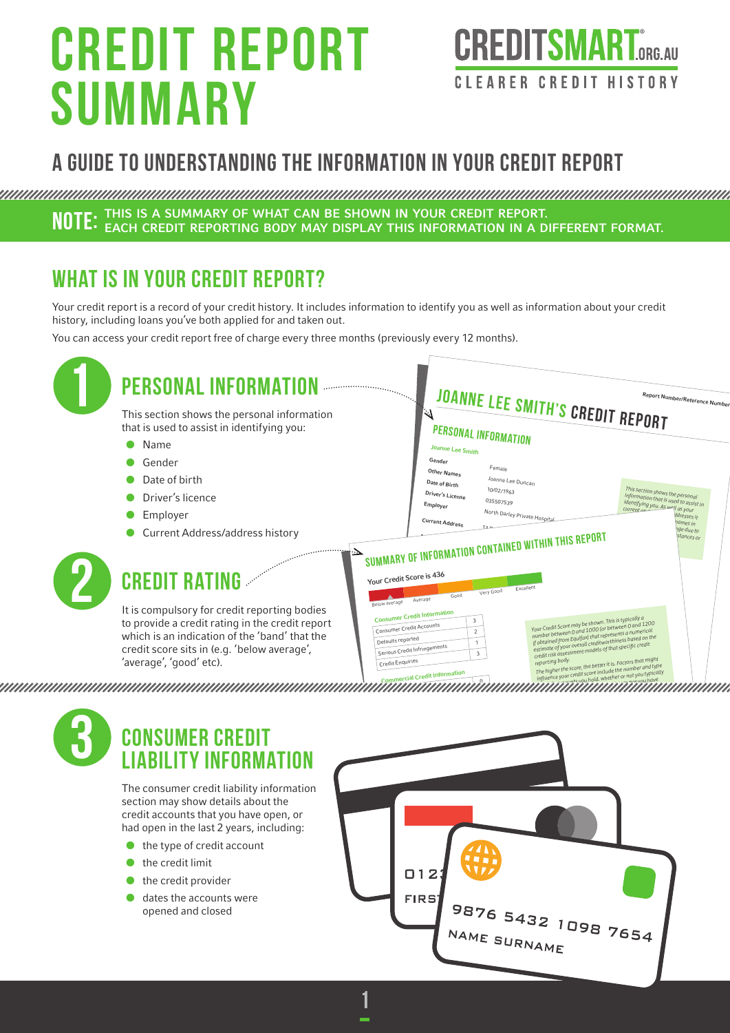# CREDIT REPORT SUMMARY

CREDITSMART.ORG.AU
CLEARER CREDIT HISTORY

## A GUIDE TO UNDERSTANDING THE INFORMATION IN YOUR CREDIT REPORT

**NOTE:** THIS IS A SUMMARY OF WHAT CAN BE SHOWN IN YOUR CREDIT REPORT. EACH CREDIT REPORTING BODY MAY DISPLAY THIS INFORMATION IN A DIFFERENT FORMAT.

## WHAT IS IN YOUR CREDIT REPORT?

Your credit report is a record of your credit history. It includes information to identify you as well as information about your credit history, including loans you've both applied for and taken out.

You can access your credit report free of charge every three months (previously every 12 months).

### 1 PERSONAL INFORMATION

This section shows the personal information that is used to assist in identifying you:

- Name
- Gender
- Date of birth
- Driver's licence
- Employer
- Current Address/address history

### 2 CREDIT RATING

It is compulsory for credit reporting bodies to provide a credit rating in the credit report which is an indication of the 'band' that the credit score sits in (e.g. 'below average', 'average', 'good' etc).

### 3 CONSUMER CREDIT LIABILITY INFORMATION

The consumer credit liability information section may show details about the credit accounts that you have open, or had open in the last 2 years, including:

- the type of credit account
- the credit limit
- the credit provider
- dates the accounts were opened and closed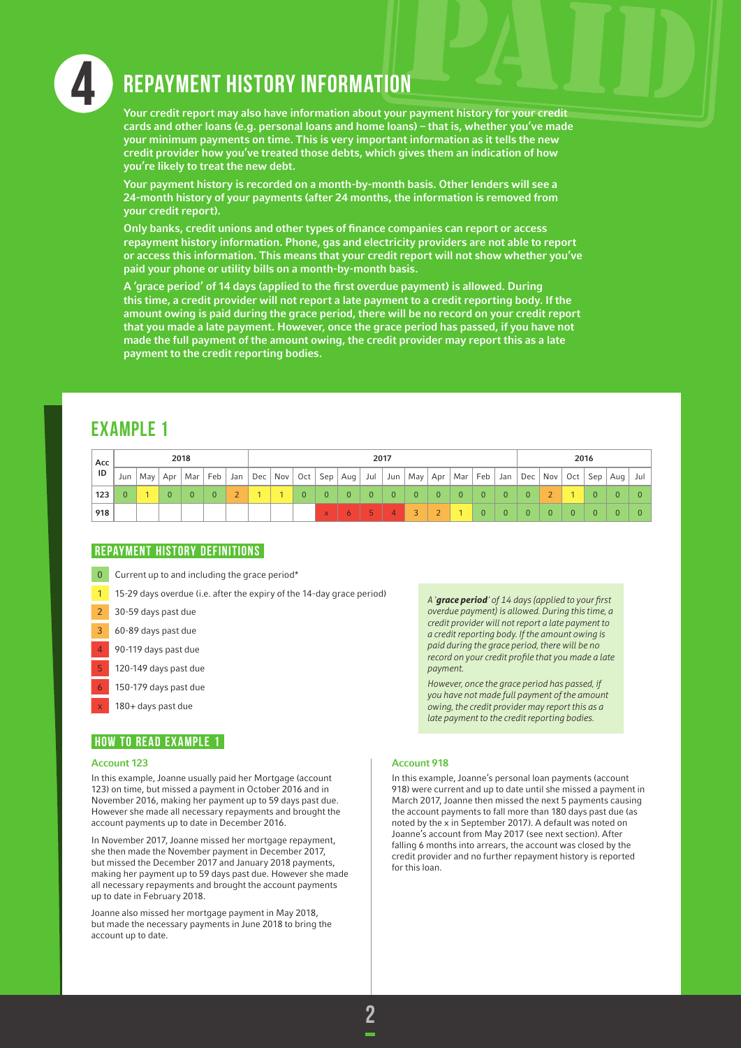# 4 REPAYMENT HISTORY INFORMATION

**Your credit report may also have information about your payment history for your credit cards and other loans (e.g. personal loans and home loans) – that is, whether you've made your minimum payments on time. This is very important information as it tells the new credit provider how you've treated those debts, which gives them an indication of how you're likely to treat the new debt.**

**Your payment history is recorded on a month-by-month basis. Other lenders will see a 24-month history of your payments (after 24 months, the information is removed from your credit report).**

**Only banks, credit unions and other types of finance companies can report or access repayment history information. Phone, gas and electricity providers are not able to report or access this information. This means that your credit report will not show whether you've paid your phone or utility bills on a month-by-month basis.**

**A 'grace period' of 14 days (applied to the first overdue payment) is allowed. During this time, a credit provider will not report a late payment to a credit reporting body. If the amount owing is paid during the grace period, there will be no record on your credit report that you made a late payment. However, once the grace period has passed, if you have not made the full payment of the amount owing, the credit provider may report this as a late payment to the credit reporting bodies.**

## EXAMPLE 1

| Acc ID | 2018 | | | | | | 2017 | | | | | | | | | | | | 2016 | | | | | |
|---|---|---|---|---|---|---|---|---|---|---|---|---|---|---|---|---|---|---|---|---|---|---|---|---|
| | Jun | May | Apr | Mar | Feb | Jan | Dec | Nov | Oct | Sep | Aug | Jul | Jun | May | Apr | Mar | Feb | Jan | Dec | Nov | Oct | Sep | Aug | Jul |
| 123 | 0 | 1 | 0 | 0 | 0 | 2 | 1 | 1 | 0 | 0 | 0 | 0 | 0 | 0 | 0 | 0 | 0 | 0 | 0 | 2 | 1 | 0 | 0 | 0 |
| 918 | | | | | | | | | | x | 6 | 5 | 4 | 3 | 2 | 1 | 0 | 0 | 0 | 0 | 0 | 0 | 0 | 0 |

### REPAYMENT HISTORY DEFINITIONS

- 0 Current up to and including the grace period*
- 1 15-29 days overdue (i.e. after the expiry of the 14-day grace period)
- 2 30-59 days past due
- 3 60-89 days past due
- 4 90-119 days past due
- 5 120-149 days past due
- 6 150-179 days past due
- x 180+ days past due

*A '**grace period**' of 14 days (applied to your first overdue payment) is allowed. During this time, a credit provider will not report a late payment to a credit reporting body. If the amount owing is paid during the grace period, there will be no record on your credit profile that you made a late payment.*

*However, once the grace period has passed, if you have not made full payment of the amount owing, the credit provider may report this as a late payment to the credit reporting bodies.*

### HOW TO READ EXAMPLE 1

#### Account 123

In this example, Joanne usually paid her Mortgage (account 123) on time, but missed a payment in October 2016 and in November 2016, making her payment up to 59 days past due. However she made all necessary repayments and brought the account payments up to date in December 2016.

In November 2017, Joanne missed her mortgage repayment, she then made the November payment in December 2017, but missed the December 2017 and January 2018 payments, making her payment up to 59 days past due. However she made all necessary repayments and brought the account payments up to date in February 2018.

Joanne also missed her mortgage payment in May 2018, but made the necessary payments in June 2018 to bring the account up to date.

#### Account 918

In this example, Joanne's personal loan payments (account 918) were current and up to date until she missed a payment in March 2017, Joanne then missed the next 5 payments causing the account payments to fall more than 180 days past due (as noted by the x in September 2017). A default was noted on Joanne's account from May 2017 (see next section). After falling 6 months into arrears, the account was closed by the credit provider and no further repayment history is reported for this loan.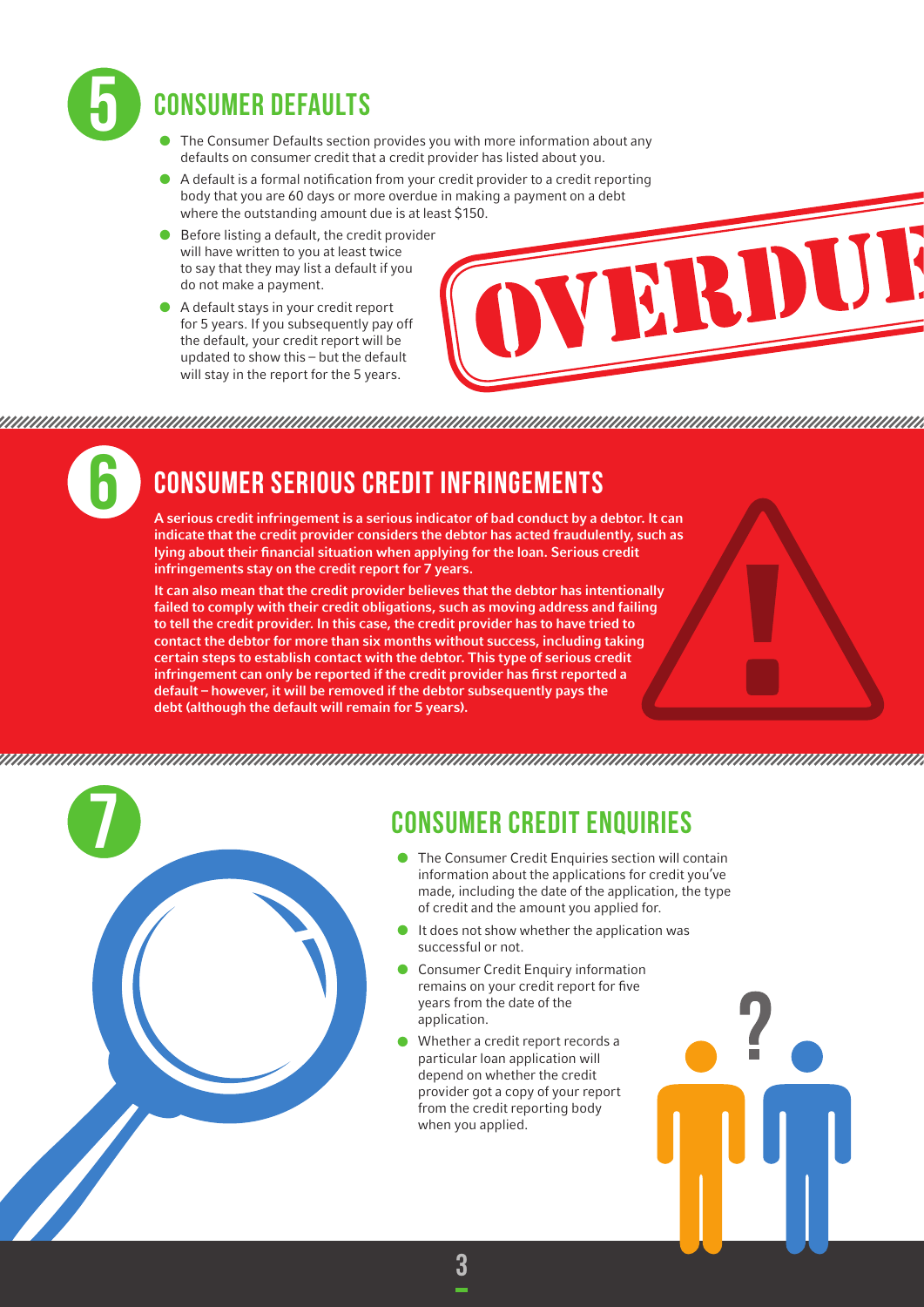## 5 CONSUMER DEFAULTS

- The Consumer Defaults section provides you with more information about any defaults on consumer credit that a credit provider has listed about you.
- A default is a formal notification from your credit provider to a credit reporting body that you are 60 days or more overdue in making a payment on a debt where the outstanding amount due is at least $150.
- Before listing a default, the credit provider will have written to you at least twice to say that they may list a default if you do not make a payment.
- A default stays in your credit report for 5 years. If you subsequently pay off the default, your credit report will be updated to show this – but the default will stay in the report for the 5 years.

## 6 CONSUMER SERIOUS CREDIT INFRINGEMENTS

**A serious credit infringement is a serious indicator of bad conduct by a debtor. It can indicate that the credit provider considers the debtor has acted fraudulently, such as lying about their financial situation when applying for the loan. Serious credit infringements stay on the credit report for 7 years.**

**It can also mean that the credit provider believes that the debtor has intentionally failed to comply with their credit obligations, such as moving address and failing to tell the credit provider. In this case, the credit provider has to have tried to contact the debtor for more than six months without success, including taking certain steps to establish contact with the debtor. This type of serious credit infringement can only be reported if the credit provider has first reported a default – however, it will be removed if the debtor subsequently pays the debt (although the default will remain for 5 years).**

## 7 CONSUMER CREDIT ENQUIRIES

- The Consumer Credit Enquiries section will contain information about the applications for credit you've made, including the date of the application, the type of credit and the amount you applied for.
- It does not show whether the application was successful or not.
- Consumer Credit Enquiry information remains on your credit report for five years from the date of the application.
- Whether a credit report records a particular loan application will depend on whether the credit provider got a copy of your report from the credit reporting body when you applied.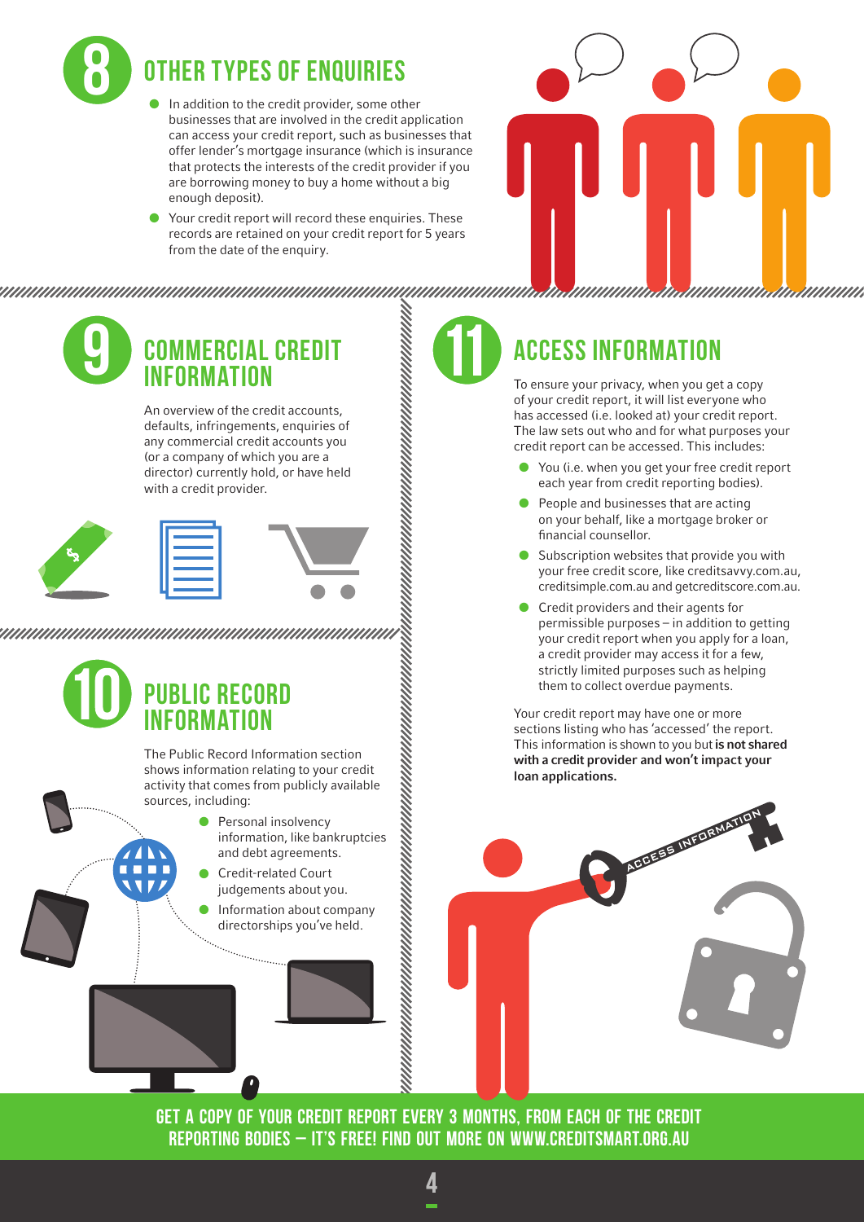## 8 OTHER TYPES OF ENQUIRIES

- In addition to the credit provider, some other businesses that are involved in the credit application can access your credit report, such as businesses that offer lender's mortgage insurance (which is insurance that protects the interests of the credit provider if you are borrowing money to buy a home without a big enough deposit).
- Your credit report will record these enquiries. These records are retained on your credit report for 5 years from the date of the enquiry.

## 9 COMMERCIAL CREDIT INFORMATION

An overview of the credit accounts, defaults, infringements, enquiries of any commercial credit accounts you (or a company of which you are a director) currently hold, or have held with a credit provider.

## 10 PUBLIC RECORD INFORMATION

The Public Record Information section shows information relating to your credit activity that comes from publicly available sources, including:

- Personal insolvency information, like bankruptcies and debt agreements.
- Credit-related Court judgements about you.
- Information about company directorships you've held.

## 11 ACCESS INFORMATION

To ensure your privacy, when you get a copy of your credit report, it will list everyone who has accessed (i.e. looked at) your credit report. The law sets out who and for what purposes your credit report can be accessed. This includes:

- You (i.e. when you get your free credit report each year from credit reporting bodies).
- People and businesses that are acting on your behalf, like a mortgage broker or financial counsellor.
- Subscription websites that provide you with your free credit score, like creditsavvy.com.au, creditsimple.com.au and getcreditscore.com.au.
- Credit providers and their agents for permissible purposes – in addition to getting your credit report when you apply for a loan, a credit provider may access it for a few, strictly limited purposes such as helping them to collect overdue payments.

Your credit report may have one or more sections listing who has 'accessed' the report. This information is shown to you but **is not shared with a credit provider and won't impact your loan applications.**

ACCESS INFORMATION

**GET A COPY OF YOUR CREDIT REPORT EVERY 3 MONTHS, FROM EACH OF THE CREDIT REPORTING BODIES – IT'S FREE! FIND OUT MORE ON WWW.CREDITSMART.ORG.AU**